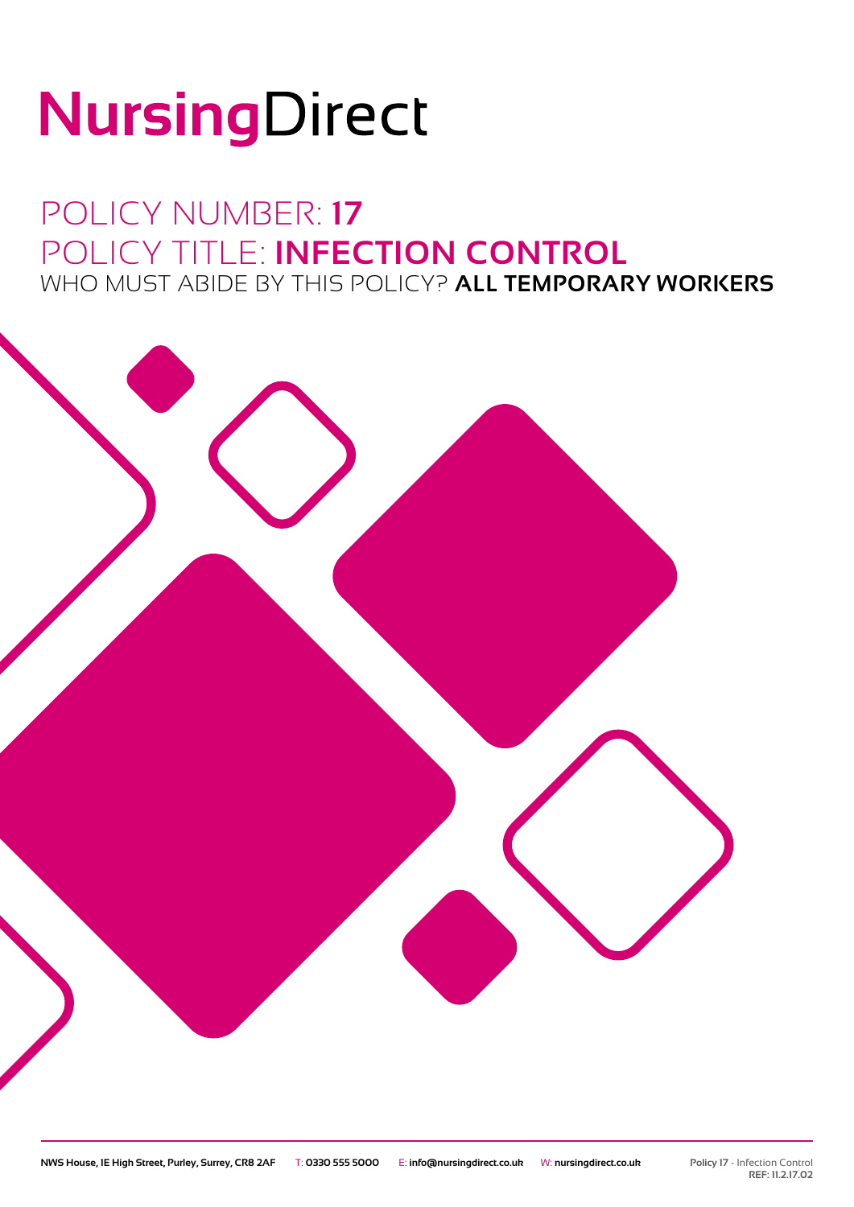# NursingDirect

## POLICY NUMBER: **17**
## POLICY TITLE: **INFECTION CONTROL**
### WHO MUST ABIDE BY THIS POLICY? **ALL TEMPORARY WORKERS**

**NWS House, 1E High Street, Purley, Surrey, CR8 2AF** T: **0330 555 5000** E: **info@nursingdirect.co.uk** W: **nursingdirect.co.uk**

**Policy 17** - Infection Control
**REF: 11.2.17.02**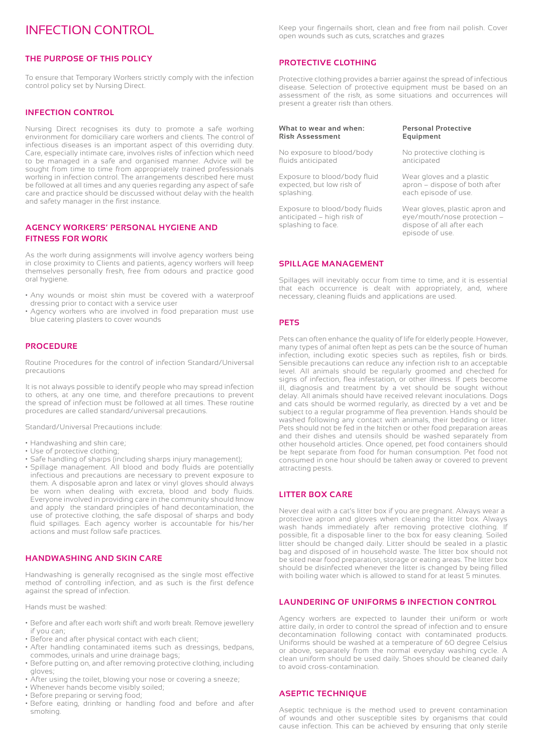# INFECTION CONTROL

## THE PURPOSE OF THIS POLICY

To ensure that Temporary Workers strictly comply with the infection control policy set by Nursing Direct.

## INFECTION CONTROL

Nursing Direct recognises its duty to promote a safe working environment for domiciliary care workers and clients. The control of infectious diseases is an important aspect of this overriding duty. Care, especially intimate care, involves risks of infection which need to be managed in a safe and organised manner. Advice will be sought from time to time from appropriately trained professionals working in infection control. The arrangements described here must be followed at all times and any queries regarding any aspect of safe care and practice should be discussed without delay with the health and safety manager in the first instance.

## AGENCY WORKERS' PERSONAL HYGIENE AND FITNESS FOR WORK

As the work during assignments will involve agency workers being in close proximity to Clients and patients, agency workers will keep themselves personally fresh, free from odours and practice good oral hygiene.

- Any wounds or moist skin must be covered with a waterproof dressing prior to contact with a service user
- Agency workers who are involved in food preparation must use blue catering plasters to cover wounds

## PROCEDURE

Routine Procedures for the control of infection Standard/Universal precautions

It is not always possible to identify people who may spread infection to others, at any one time, and therefore precautions to prevent the spread of infection must be followed at all times. These routine procedures are called standard/universal precautions.

Standard/Universal Precautions include:

- Handwashing and skin care;
- Use of protective clothing;
- Safe handling of sharps (including sharps injury management);
- Spillage management. All blood and body fluids are potentially infectious and precautions are necessary to prevent exposure to them. A disposable apron and latex or vinyl gloves should always be worn when dealing with excreta, blood and body fluids. Everyone involved in providing care in the community should know and apply the standard principles of hand decontamination, the use of protective clothing, the safe disposal of sharps and body fluid spillages. Each agency worker is accountable for his/her actions and must follow safe practices.

## HANDWASHING AND SKIN CARE

Handwashing is generally recognised as the single most effective method of controlling infection, and as such is the first defence against the spread of infection.

Hands must be washed:

- Before and after each work shift and work break. Remove jewellery if you can;
- Before and after physical contact with each client;
- After handling contaminated items such as dressings, bedpans, commodes, urinals and urine drainage bags;
- Before putting on, and after removing protective clothing, including gloves;
- After using the toilet, blowing your nose or covering a sneeze;
- Whenever hands become visibly soiled;
- Before preparing or serving food;
- Before eating, drinking or handling food and before and after smoking.

Keep your fingernails short, clean and free from nail polish. Cover open wounds such as cuts, scratches and grazes

## PROTECTIVE CLOTHING

Protective clothing provides a barrier against the spread of infectious disease. Selection of protective equipment must be based on an assessment of the risk, as some situations and occurrences will present a greater risk than others.

| What to wear and when: Risk Assessment | Personal Protective Equipment |
|---|---|
| No exposure to blood/body fluids anticipated | No protective clothing is anticipated |
| Exposure to blood/body fluid expected, but low risk of splashing. | Wear gloves and a plastic apron – dispose of both after each episode of use. |
| Exposure to blood/body fluids anticipated – high risk of splashing to face. | Wear gloves, plastic apron and eye/mouth/nose protection – dispose of all after each episode of use. |

## SPILLAGE MANAGEMENT

Spillages will inevitably occur from time to time, and it is essential that each occurrence is dealt with appropriately, and, where necessary, cleaning fluids and applications are used.

## PETS

Pets can often enhance the quality of life for elderly people. However, many types of animal often kept as pets can be the source of human infection, including exotic species such as reptiles, fish or birds. Sensible precautions can reduce any infection risk to an acceptable level. All animals should be regularly groomed and checked for signs of infection, flea infestation, or other illness. If pets become ill, diagnosis and treatment by a vet should be sought without delay. All animals should have received relevant inoculations. Dogs and cats should be wormed regularly, as directed by a vet and be subject to a regular programme of flea prevention. Hands should be washed following any contact with animals, their bedding or litter. Pets should not be fed in the kitchen or other food preparation areas and their dishes and utensils should be washed separately from other household articles. Once opened, pet food containers should be kept separate from food for human consumption. Pet food not consumed in one hour should be taken away or covered to prevent attracting pests.

## LITTER BOX CARE

Never deal with a cat's litter box if you are pregnant. Always wear a protective apron and gloves when cleaning the litter box. Always wash hands immediately after removing protective clothing. If possible, fit a disposable liner to the box for easy cleaning. Soiled litter should be changed daily. Litter should be sealed in a plastic bag and disposed of in household waste. The litter box should not be sited near food preparation, storage or eating areas. The litter box should be disinfected whenever the litter is changed by being filled with boiling water which is allowed to stand for at least 5 minutes.

## LAUNDERING OF UNIFORMS & INFECTION CONTROL

Agency workers are expected to launder their uniform or work attire daily, in order to control the spread of infection and to ensure decontamination following contact with contaminated products. Uniforms should be washed at a temperature of 60 degree Celsius or above, separately from the normal everyday washing cycle. A clean uniform should be used daily. Shoes should be cleaned daily to avoid cross-contamination.

## ASEPTIC TECHNIQUE

Aseptic technique is the method used to prevent contamination of wounds and other susceptible sites by organisms that could cause infection. This can be achieved by ensuring that only sterile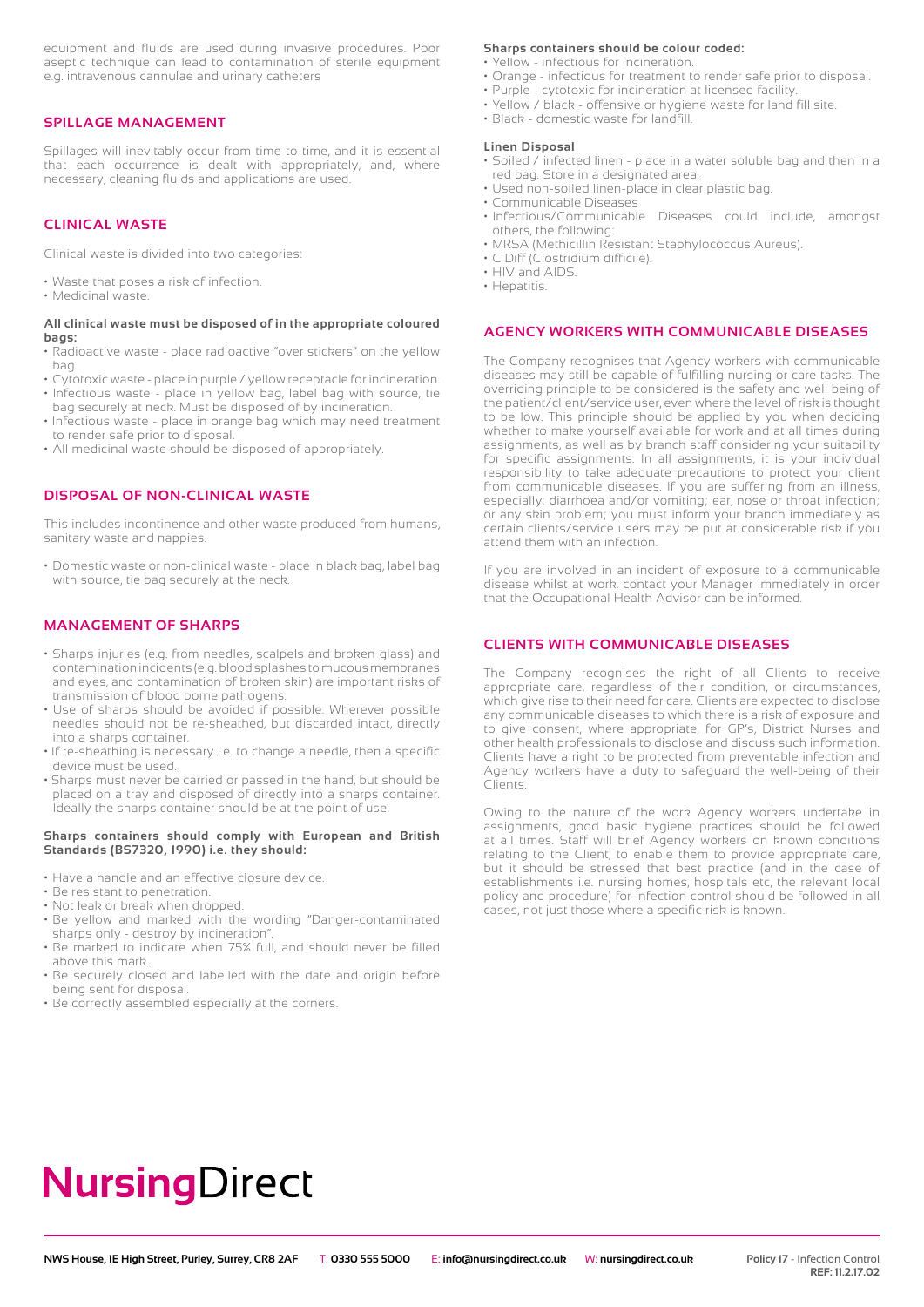equipment and fluids are used during invasive procedures. Poor aseptic technique can lead to contamination of sterile equipment e.g. intravenous cannulae and urinary catheters

## SPILLAGE MANAGEMENT

Spillages will inevitably occur from time to time, and it is essential that each occurrence is dealt with appropriately, and, where necessary, cleaning fluids and applications are used.

## CLINICAL WASTE

Clinical waste is divided into two categories:

- Waste that poses a risk of infection.
- Medicinal waste.

**All clinical waste must be disposed of in the appropriate coloured bags:**

- Radioactive waste - place radioactive "over stickers" on the yellow bag.
- Cytotoxic waste - place in purple / yellow receptacle for incineration.
- Infectious waste - place in yellow bag, label bag with source, tie bag securely at neck. Must be disposed of by incineration.
- Infectious waste - place in orange bag which may need treatment to render safe prior to disposal.
- All medicinal waste should be disposed of appropriately.

## DISPOSAL OF NON-CLINICAL WASTE

This includes incontinence and other waste produced from humans, sanitary waste and nappies.

- Domestic waste or non-clinical waste - place in black bag, label bag with source, tie bag securely at the neck.

## MANAGEMENT OF SHARPS

- Sharps injuries (e.g. from needles, scalpels and broken glass) and contamination incidents (e.g. blood splashes to mucous membranes and eyes, and contamination of broken skin) are important risks of transmission of blood borne pathogens.
- Use of sharps should be avoided if possible. Wherever possible needles should not be re-sheathed, but discarded intact, directly into a sharps container.
- If re-sheathing is necessary i.e. to change a needle, then a specific device must be used.
- Sharps must never be carried or passed in the hand, but should be placed on a tray and disposed of directly into a sharps container. Ideally the sharps container should be at the point of use.

**Sharps containers should comply with European and British Standards (BS7320, 1990) i.e. they should:**

- Have a handle and an effective closure device.
- Be resistant to penetration.
- Not leak or break when dropped.
- Be yellow and marked with the wording "Danger-contaminated sharps only - destroy by incineration".
- Be marked to indicate when 75% full, and should never be filled above this mark.
- Be securely closed and labelled with the date and origin before being sent for disposal.
- Be correctly assembled especially at the corners.

**Sharps containers should be colour coded:**

- Yellow - infectious for incineration.
- Orange - infectious for treatment to render safe prior to disposal.
- Purple - cytotoxic for incineration at licensed facility.
- Yellow / black - offensive or hygiene waste for land fill site.
- Black - domestic waste for landfill.

**Linen Disposal**

- Soiled / infected linen - place in a water soluble bag and then in a red bag. Store in a designated area.
- Used non-soiled linen-place in clear plastic bag.
- Communicable Diseases
- Infectious/Communicable Diseases could include, amongst others, the following:
- MRSA (Methicillin Resistant Staphylococcus Aureus).
- C Diff (Clostridium difficile).
- HIV and AIDS.
- Hepatitis.

## AGENCY WORKERS WITH COMMUNICABLE DISEASES

The Company recognises that Agency workers with communicable diseases may still be capable of fulfilling nursing or care tasks. The overriding principle to be considered is the safety and well being of the patient/client/service user, even where the level of risk is thought to be low. This principle should be applied by you when deciding whether to make yourself available for work and at all times during assignments, as well as by branch staff considering your suitability for specific assignments. In all assignments, it is your individual responsibility to take adequate precautions to protect your client from communicable diseases. If you are suffering from an illness, especially: diarrhoea and/or vomiting; ear, nose or throat infection; or any skin problem; you must inform your branch immediately as certain clients/service users may be put at considerable risk if you attend them with an infection.

If you are involved in an incident of exposure to a communicable disease whilst at work, contact your Manager immediately in order that the Occupational Health Advisor can be informed.

## CLIENTS WITH COMMUNICABLE DISEASES

The Company recognises the right of all Clients to receive appropriate care, regardless of their condition, or circumstances, which give rise to their need for care. Clients are expected to disclose any communicable diseases to which there is a risk of exposure and to give consent, where appropriate, for GP's, District Nurses and other health professionals to disclose and discuss such information. Clients have a right to be protected from preventable infection and Agency workers have a duty to safeguard the well-being of their Clients.

Owing to the nature of the work Agency workers undertake in assignments, good basic hygiene practices should be followed at all times. Staff will brief Agency workers on known conditions relating to the Client, to enable them to provide appropriate care, but it should be stressed that best practice (and in the case of establishments i.e. nursing homes, hospitals etc, the relevant local policy and procedure) for infection control should be followed in all cases, not just those where a specific risk is known.

**NursingDirect**

NWS House, 1E High Street, Purley, Surrey, CR8 2AF T: 0330 555 5000 E: info@nursingdirect.co.uk W: nursingdirect.co.uk Policy 17 - Infection Control REF: 11.2.17.02